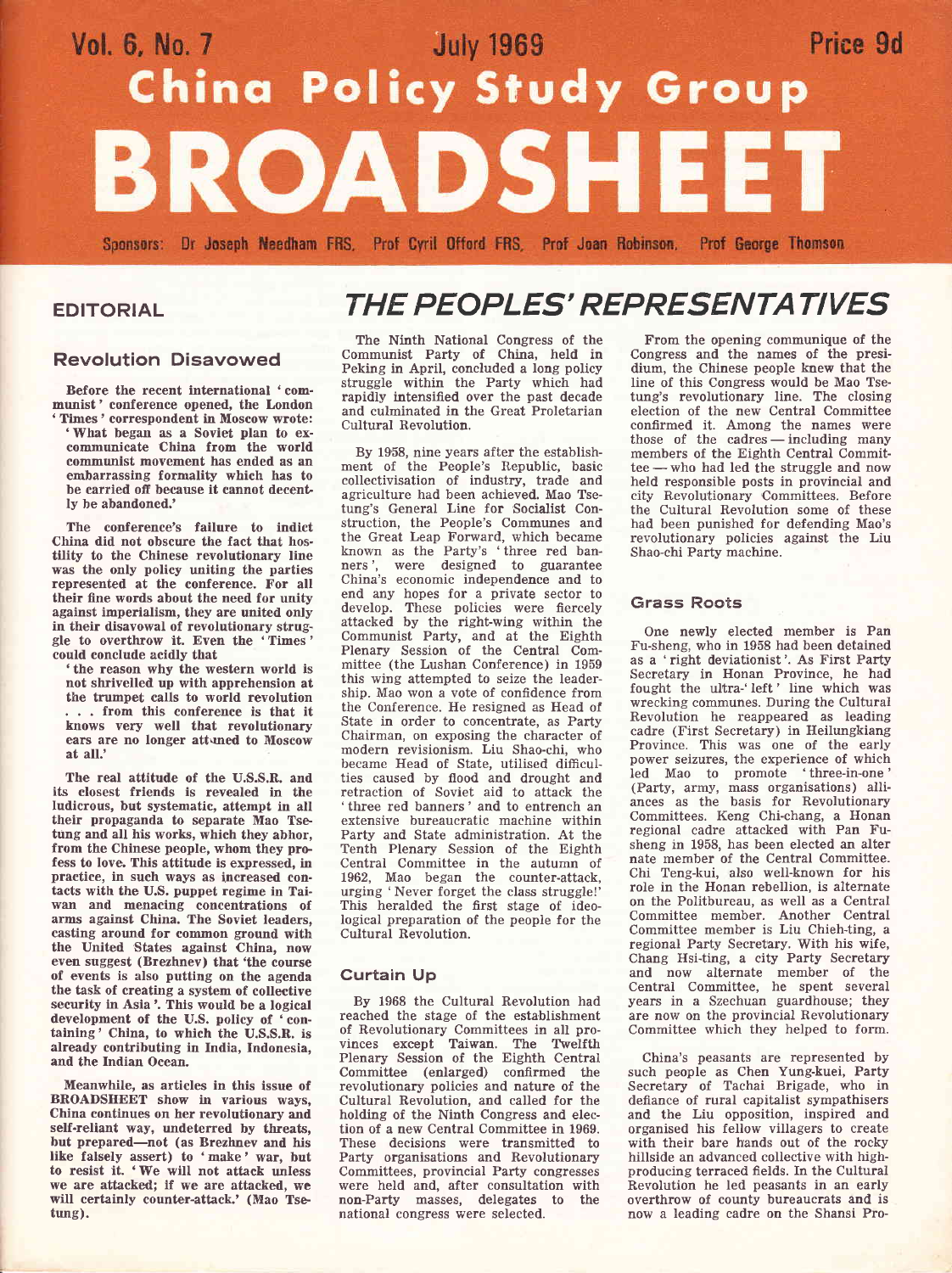Vol. 6, No. 7 — July 1969 — Price 9d

# China Policy Study Group BROADSHEET

Sponsors: Dr Joseph Needham FRS, Prof Cyril Offord FRS, Prof Joan Robinson, Prof George Thomson

## EDITORIAL

### Revolution Disavowed

Before the recent international 'communist' conference opened, the London 'Times' correspondent in Moscow wrote:

'What began as a Soviet plan to excommunicate China from the world communist movement has ended as an embarrassing formality which has to be carried off because it cannot decently be abandoned.'

The conference's failure to indict China did not obscure the fact that hostility to the Chinese revolutionary line was the only policy uniting the parties represented at the conference. For all their fine words about the need for unity against imperialism, they are united only in their disavowal of revolutionary struggle to overthrow it. Even the 'Times' could conclude acidly that

'the reason why the western world is not shrivelled up with apprehension at the trumpet calls to world revolution . . . from this conference is that it knows very well that revolutionary ears are no longer attuned to Moscow at all.'

The real attitude of the U.S.S.R. and its closest friends is revealed in the ludicrous, but systematic, attempt in all their propaganda to separate Mao Tse-tung and all his works, which they abhor, from the Chinese people, whom they profess to love. This attitude is expressed, in practice, in such ways as increased contacts with the U.S. puppet regime in Taiwan and menacing concentrations of arms against China. The Soviet leaders, casting around for common ground with the United States against China, now even suggest (Brezhnev) that 'the course of events is also putting on the agenda the task of creating a system of collective security in Asia'. This would be a logical development of the U.S. policy of 'containing' China, to which the U.S.S.R. is already contributing in India, Indonesia, and the Indian Ocean.

Meanwhile, as articles in this issue of BROADSHEET show in various ways, China continues on her revolutionary and self-reliant way, undeterred by threats, but prepared—not (as Brezhnev and his like falsely assert) to 'make' war, but to resist it. 'We will not attack unless we are attacked; if we are attacked, we will certainly counter-attack.' (Mao Tse-tung).

## THE PEOPLES' REPRESENTATIVES

The Ninth National Congress of the Communist Party of China, held in Peking in April, concluded a long policy struggle within the Party which had rapidly intensified over the past decade and culminated in the Great Proletarian Cultural Revolution.

By 1958, nine years after the establishment of the People's Republic, basic collectivisation of industry, trade and agriculture had been achieved. Mao Tse-tung's General Line for Socialist Construction, the People's Communes and the Great Leap Forward, which became known as the Party's 'three red banners', were designed to guarantee China's economic independence and to end any hopes for a private sector to develop. These policies were fiercely attacked by the right-wing within the Communist Party, and at the Eighth Plenary Session of the Central Committee (the Lushan Conference) in 1959 this wing attempted to seize the leadership. Mao won a vote of confidence from the Conference. He resigned as Head of State in order to concentrate, as Party Chairman, on exposing the character of modern revisionism. Liu Shao-chi, who became Head of State, utilised difficulties caused by flood and drought and retraction of Soviet aid to attack the 'three red banners' and to entrench an extensive bureaucratic machine within Party and State administration. At the Tenth Plenary Session of the Eighth Central Committee in the autumn of 1962, Mao began the counter-attack, urging 'Never forget the class struggle!' This heralded the first stage of ideological preparation of the people for the Cultural Revolution.

### Curtain Up

By 1968 the Cultural Revolution had reached the stage of the establishment of Revolutionary Committees in all provinces except Taiwan. The Twelfth Plenary Session of the Eighth Central Committee (enlarged) confirmed the revolutionary policies and nature of the Cultural Revolution, and called for the holding of the Ninth Congress and election of a new Central Committee in 1969. These decisions were transmitted to Party organisations and Revolutionary Committees, provincial Party congresses were held and, after consultation with non-Party masses, delegates to the national congress were selected.

From the opening communique of the Congress and the names of the presidium, the Chinese people knew that the line of this Congress would be Mao Tse-tung's revolutionary line. The closing election of the new Central Committee confirmed it. Among the names were those of the cadres — including many members of the Eighth Central Committee — who had led the struggle and now held responsible posts in provincial and city Revolutionary Committees. Before the Cultural Revolution some of these had been punished for defending Mao's revolutionary policies against the Liu Shao-chi Party machine.

### Grass Roots

One newly elected member is Pan Fu-sheng, who in 1958 had been detained as a 'right deviationist'. As First Party Secretary in Honan Province, he had fought the ultra-'left' line which was wrecking communes. During the Cultural Revolution he reappeared as leading cadre (First Secretary) in Heilungkiang Province. This was one of the early power seizures, the experience of which led Mao to promote 'three-in-one' (Party, army, mass organisations) alliances as the basis for Revolutionary Committees. Keng Chi-chang, a Honan regional cadre attacked with Pan Fu-sheng in 1958, has been elected an alternate member of the Central Committee. Chi Teng-kui, also well-known for his role in the Honan rebellion, is alternate on the Politbureau, as well as a Central Committee member. Another Central Committee member is Liu Chieh-ting, a regional Party Secretary. With his wife, Chang Hsi-ting, a city Party Secretary and now alternate member of the Central Committee, he spent several years in a Szechuan guardhouse; they are now on the provincial Revolutionary Committee which they helped to form.

China's peasants are represented by such people as Chen Yung-kuei, Party Secretary of Tachai Brigade, who in defiance of rural capitalist sympathisers and the Liu opposition, inspired and organised his fellow villagers to create with their bare hands out of the rocky hillside an advanced collective with high-producing terraced fields. In the Cultural Revolution he led peasants in an early overthrow of county bureaucrats and is now a leading cadre on the Shansi Pro-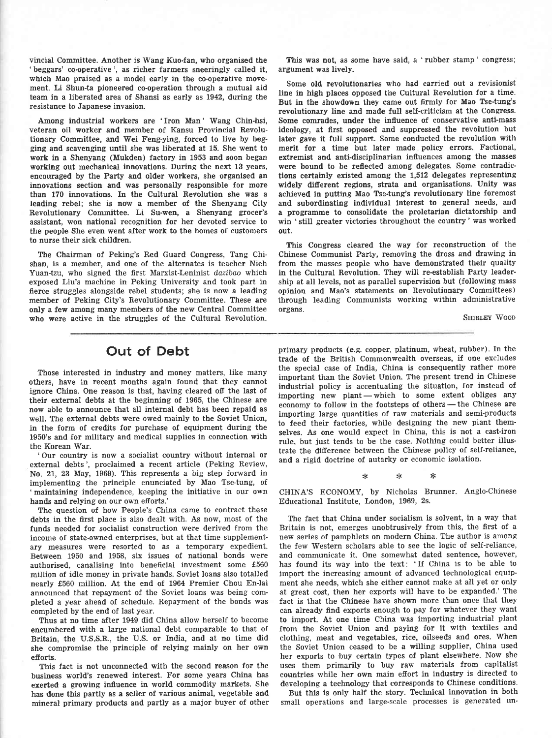vincial Committee. Another is Wang Kuo-fan, who organised the 'beggars' co-operative', as richer farmers sneeringly called it, which Mao praised as a model early in the co-operative movement. Li Shun-ta pioneered co-operation through a mutual aid team in a liberated area of Shansi as early as 1942, during the resistance to Japanese invasion.

Among industrial workers are 'Iron Man' Wang Chin-hsi, veteran oil worker and member of Kansu Provincial Revolutionary Committee, and Wei Feng-ying, forced to live by begging and scavenging until she was liberated at 15. She went to work in a Shenyang (Mukden) factory in 1953 and soon began working out mechanical innovations. During the next 13 years, encouraged by the Party and older workers, she organised an innovations section and was personally responsible for more than 170 innovations. In the Cultural Revolution she was a leading rebel; she is now a member of the Shenyang City Revolutionary Committee. Li Su-wen, a Shenyang grocer's assistant, won national recognition for her devoted service to the people She even went after work to the homes of customers to nurse their sick children.

The Chairman of Peking's Red Guard Congress, Tang Chi-shan, is a member, and one of the alternates is teacher Nieh Yuan-tzu, who signed the first Marxist-Leninist *dazibao* which exposed Liu's machine in Peking University and took part in fierce struggles alongside rebel students; she is now a leading member of Peking City's Revolutionary Committee. These are only a few among many members of the new Central Committee who were active in the struggles of the Cultural Revolution.

This was not, as some have said, a 'rubber stamp' congress; argument was lively.

Some old revolutionaries who had carried out a revisionist line in high places opposed the Cultural Revolution for a time. But in the showdown they came out firmly for Mao Tse-tung's revolutionary line and made full self-criticism at the Congress. Some comrades, under the influence of conservative anti-mass ideology, at first opposed and suppressed the revolution but later gave it full support. Some conducted the revolution with merit for a time but later made policy errors. Factional, extremist and anti-disciplinarian influences among the masses were bound to be reflected among delegates. Some contradictions certainly existed among the 1,512 delegates representing widely different regions, strata and organisations. Unity was achieved in putting Mao Tse-tung's revolutionary line foremost and subordinating individual interest to general needs, and a programme to consolidate the proletarian dictatorship and win 'still greater victories throughout the country' was worked out.

This Congress cleared the way for reconstruction of the Chinese Communist Party, removing the dross and drawing in from the masses people who have demonstrated their quality in the Cultural Revolution. They will re-establish Party leadership at all levels, not as parallel supervision but (following mass opinion and Mao's statements on Revolutionary Committees) through leading Communists working within administrative organs.

SHIRLEY WOOD

## Out of Debt

Those interested in industry and money matters, like many others, have in recent months again found that they cannot ignore China. One reason is that, having cleared off the last of their external debts at the beginning of 1965, the Chinese are now able to announce that all internal debt has been repaid as well. The external debts were owed mainly to the Soviet Union, in the form of credits for purchase of equipment during the 1950's and for military and medical supplies in connection with the Korean War.

'Our country is now a socialist country without internal or external debts', proclaimed a recent article (Peking Review, No. 21, 23 May, 1969). This represents a big step forward in implementing the principle enunciated by Mao Tse-tung, of 'maintaining independence, keeping the initiative in our own hands and relying on our own efforts.'

The question of how People's China came to contract these debts in the first place is also dealt with. As now, most of the funds needed for socialist construction were derived from the income of state-owned enterprises, but at that time supplementary measures were resorted to as a temporary expedient. Between 1950 and 1958, six issues of national bonds were authorised, canalising into beneficial investment some £560 million of idle money in private hands. Soviet loans also totalled nearly £560 million. At the end of 1964 Premier Chou En-lai announced that repayment of the Soviet loans was being completed a year ahead of schedule. Repayment of the bonds was completed by the end of last year.

Thus at no time after 1949 did China allow herself to become encumbered with a large national debt comparable to that of Britain, the U.S.S.R., the U.S. or India, and at no time did she compromise the principle of relying mainly on her own efforts.

This fact is not unconnected with the second reason for the business world's renewed interest. For some years China has exerted a growing influence in world commodity markets. She has done this partly as a seller of various animal, vegetable and mineral primary products and partly as a major buyer of other primary products (e.g. copper, platinum, wheat, rubber). In the trade of the British Commonwealth overseas, if one excludes the special case of India, China is consequently rather more important than the Soviet Union. The present trend in Chinese industrial policy is accentuating the situation, for instead of importing new plant — which to some extent obliges any economy to follow in the footsteps of others — the Chinese are importing large quantities of raw materials and semi-products to feed their factories, while designing the new plant themselves. As one would expect in China, this is not a cast-iron rule, but just tends to be the case. Nothing could better illustrate the difference between the Chinese policy of self-reliance, and a rigid doctrine of autarky or economic isolation.

\* \* \*

CHINA'S ECONOMY, by Nicholas Brunner. Anglo-Chinese Educational Institute, London, 1969, 2s.

The fact that China under socialism is solvent, in a way that Britain is not, emerges unobtrusively from this, the first of a new series of pamphlets on modern China. The author is among the few Western scholars able to see the logic of self-reliance, and communicate it. One somewhat dated sentence, however, has found its way into the text: 'If China is to be able to import the increasing amount of advanced technological equipment she needs, which she either cannot make at all yet or only at great cost, then her exports will have to be expanded.' The fact is that the Chinese have shown more than once that they can already find exports enough to pay for whatever they want to import. At one time China was importing industrial plant from the Soviet Union and paying for it with textiles and clothing, meat and vegetables, rice, oilseeds and ores. When the Soviet Union ceased to be a willing supplier, China used her exports to buy certain types of plant elsewhere. Now she uses them primarily to buy raw materials from capitalist countries while her own main effort in industry is directed to developing a technology that corresponds to Chinese conditions.

But this is only half the story. Technical innovation in both small operations and large-scale processes is generated un-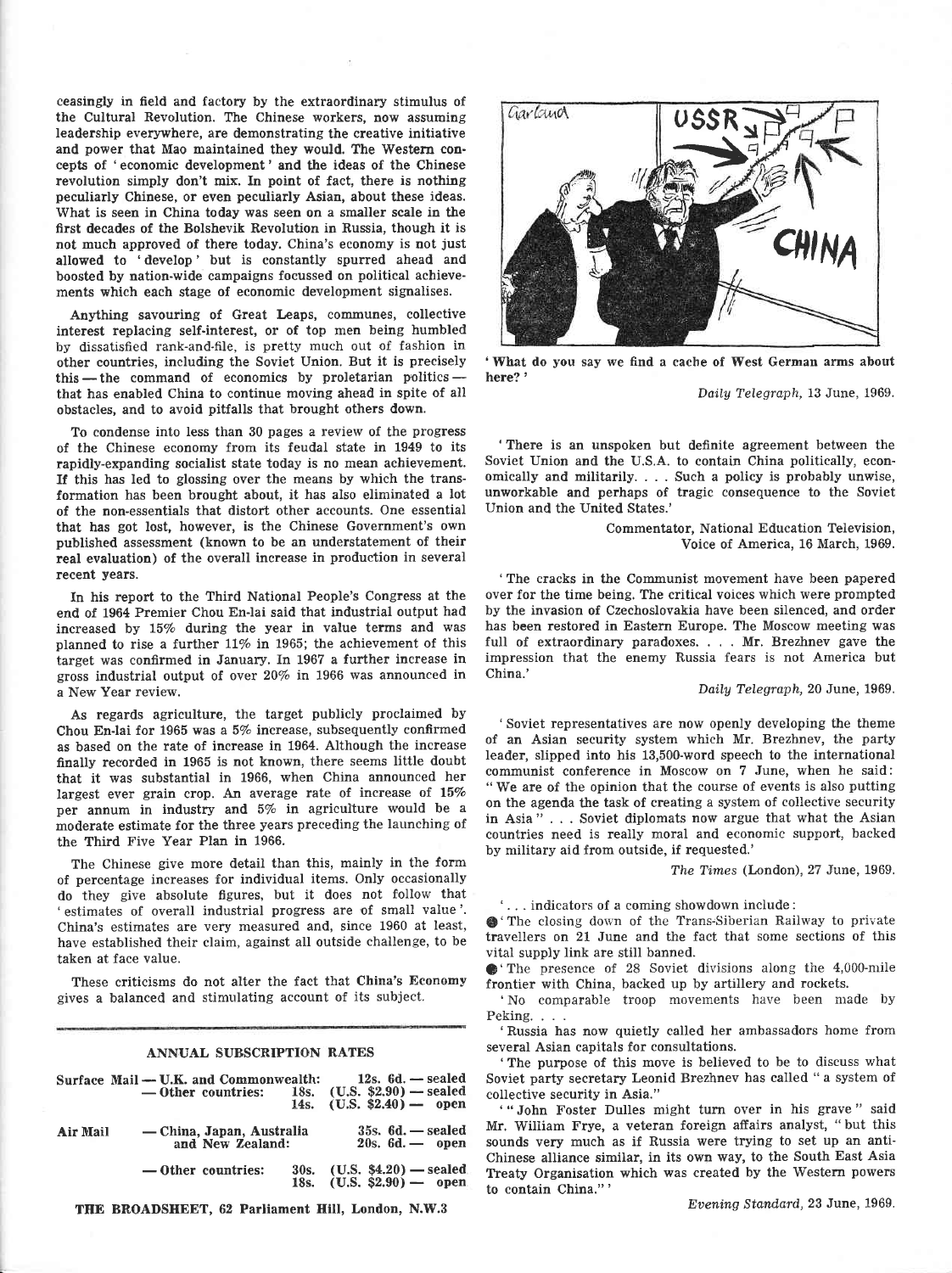ceasingly in field and factory by the extraordinary stimulus of the Cultural Revolution. The Chinese workers, now assuming leadership everywhere, are demonstrating the creative initiative and power that Mao maintained they would. The Western concepts of 'economic development' and the ideas of the Chinese revolution simply don't mix. In point of fact, there is nothing peculiarly Chinese, or even peculiarly Asian, about these ideas. What is seen in China today was seen on a smaller scale in the first decades of the Bolshevik Revolution in Russia, though it is not much approved of there today. China's economy is not just allowed to 'develop' but is constantly spurred ahead and boosted by nation-wide campaigns focussed on political achievements which each stage of economic development signalises.

Anything savouring of Great Leaps, communes, collective interest replacing self-interest, or of top men being humbled by dissatisfied rank-and-file, is pretty much out of fashion in other countries, including the Soviet Union. But it is precisely this — the command of economics by proletarian politics — that has enabled China to continue moving ahead in spite of all obstacles, and to avoid pitfalls that brought others down.

To condense into less than 30 pages a review of the progress of the Chinese economy from its feudal state in 1949 to its rapidly-expanding socialist state today is no mean achievement. If this has led to glossing over the means by which the transformation has been brought about, it has also eliminated a lot of the non-essentials that distort other accounts. One essential that has got lost, however, is the Chinese Government's own published assessment (known to be an understatement of their real evaluation) of the overall increase in production in several recent years.

In his report to the Third National People's Congress at the end of 1964 Premier Chou En-lai said that industrial output had increased by 15% during the year in value terms and was planned to rise a further 11% in 1965; the achievement of this target was confirmed in January. In 1967 a further increase in gross industrial output of over 20% in 1966 was announced in a New Year review.

As regards agriculture, the target publicly proclaimed by Chou En-lai for 1965 was a 5% increase, subsequently confirmed as based on the rate of increase in 1964. Although the increase finally recorded in 1965 is not known, there seems little doubt that it was substantial in 1966, when China announced her largest ever grain crop. An average rate of increase of 15% per annum in industry and 5% in agriculture would be a moderate estimate for the three years preceding the launching of the Third Five Year Plan in 1966.

The Chinese give more detail than this, mainly in the form of percentage increases for individual items. Only occasionally do they give absolute figures, but it does not follow that 'estimates of overall industrial progress are of small value'. China's estimates are very measured and, since 1960 at least, have established their claim, against all outside challenge, to be taken at face value.

These criticisms do not alter the fact that **China's Economy** gives a balanced and stimulating account of its subject.

## ANNUAL SUBSCRIPTION RATES

| | | | |
|---|---|---|---|
| Surface Mail | — U.K. and Commonwealth: | | 12s. 6d. — sealed |
| | — Other countries: | 18s. | (U.S. $2.90) — sealed |
| | | 14s. | (U.S. $2.40) — open |
| Air Mail | — China, Japan, Australia and New Zealand: | | 35s. 6d. — sealed |
| | | | 20s. 6d. — open |
| | — Other countries: | 30s. | (U.S. $4.20) — sealed |
| | | 18s. | (U.S. $2.90) — open |

**THE BROADSHEET, 62 Parliament Hill, London, N.W.3**

'What do you say we find a cache of West German arms about here?'

*Daily Telegraph*, 13 June, 1969.

'There is an unspoken but definite agreement between the Soviet Union and the U.S.A. to contain China politically, economically and militarily. . . . Such a policy is probably unwise, unworkable and perhaps of tragic consequence to the Soviet Union and the United States.'

Commentator, National Education Television,
Voice of America, 16 March, 1969.

'The cracks in the Communist movement have been papered over for the time being. The critical voices which were prompted by the invasion of Czechoslovakia have been silenced, and order has been restored in Eastern Europe. The Moscow meeting was full of extraordinary paradoxes. . . . Mr. Brezhnev gave the impression that the enemy Russia fears is not America but China.'

*Daily Telegraph*, 20 June, 1969.

'Soviet representatives are now openly developing the theme of an Asian security system which Mr. Brezhnev, the party leader, slipped into his 13,500-word speech to the international communist conference in Moscow on 7 June, when he said: "We are of the opinion that the course of events is also putting on the agenda the task of creating a system of collective security in Asia" . . . Soviet diplomats now argue that what the Asian countries need is really moral and economic support, backed by military aid from outside, if requested.'

*The Times* (London), 27 June, 1969.

'. . . indicators of a coming showdown include:

- 'The closing down of the Trans-Siberian Railway to private travellers on 21 June and the fact that some sections of this vital supply link are still banned.
- 'The presence of 28 Soviet divisions along the 4,000-mile frontier with China, backed up by artillery and rockets.

'No comparable troop movements have been made by Peking. . . .

'Russia has now quietly called her ambassadors home from several Asian capitals for consultations.

'The purpose of this move is believed to be to discuss what Soviet party secretary Leonid Brezhnev has called "a system of collective security in Asia."

'"John Foster Dulles might turn over in his grave" said Mr. William Frye, a veteran foreign affairs analyst, "but this sounds very much as if Russia were trying to set up an anti-Chinese alliance similar, in its own way, to the South East Asia Treaty Organisation which was created by the Western powers to contain China."'

*Evening Standard*, 23 June, 1969.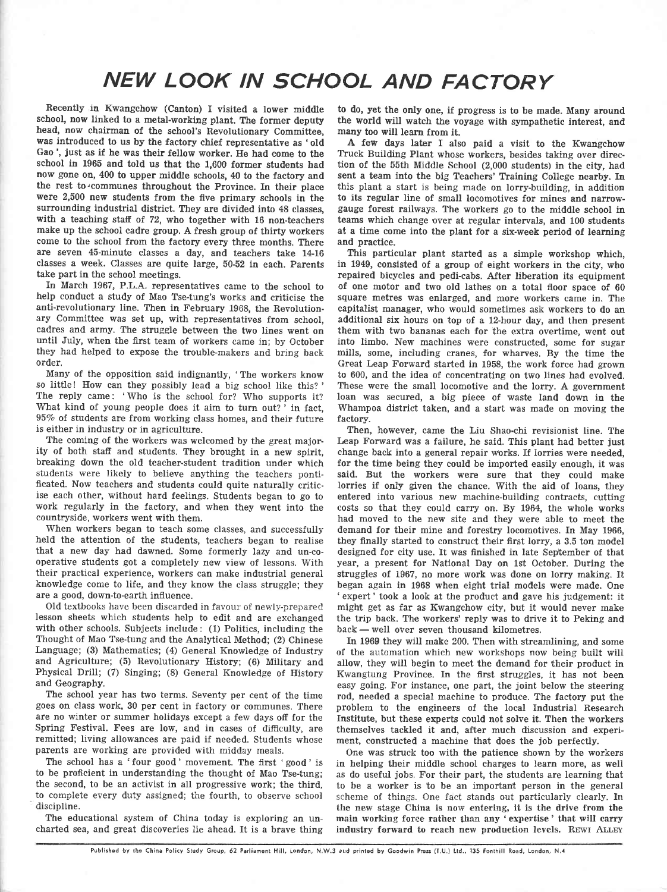# NEW LOOK IN SCHOOL AND FACTORY

Recently in Kwangchow (Canton) I visited a lower middle school, now linked to a metal-working plant. The former deputy head, now chairman of the school's Revolutionary Committee, was introduced to us by the factory chief representative as 'old Gao', just as if he was their fellow worker. He had come to the school in 1965 and told us that the 1,600 former students had now gone on, 400 to upper middle schools, 40 to the factory and the rest to communes throughout the Province. In their place were 2,500 new students from the five primary schools in the surrounding industrial district. They are divided into 48 classes, with a teaching staff of 72, who together with 16 non-teachers make up the school cadre group. A fresh group of thirty workers come to the school from the factory every three months. There are seven 45-minute classes a day, and teachers take 14-16 classes a week. Classes are quite large, 50-52 in each. Parents take part in the school meetings.

In March 1967, P.L.A. representatives came to the school to help conduct a study of Mao Tse-tung's works and criticise the anti-revolutionary line. Then in February 1968, the Revolutionary Committee was set up, with representatives from school, cadres and army. The struggle between the two lines went on until July, when the first team of workers came in; by October they had helped to expose the trouble-makers and bring back order.

Many of the opposition said indignantly, 'The workers know so little! How can they possibly lead a big school like this?' The reply came: 'Who is the school for? Who supports it? What kind of young people does it aim to turn out?' in fact, 95% of students are from working class homes, and their future is either in industry or in agriculture.

The coming of the workers was welcomed by the great majority of both staff and students. They brought in a new spirit, breaking down the old teacher-student tradition under which students were likely to believe anything the teachers pontificated. Now teachers and students could quite naturally criticise each other, without hard feelings. Students began to go to work regularly in the factory, and when they went into the countryside, workers went with them.

When workers began to teach some classes, and successfully held the attention of the students, teachers began to realise that a new day had dawned. Some formerly lazy and un-co-operative students got a completely new view of lessons. With their practical experience, workers can make industrial general knowledge come to life, and they know the class struggle; they are a good, down-to-earth influence.

Old textbooks have been discarded in favour of newly-prepared lesson sheets which students help to edit and are exchanged with other schools. Subjects include: (1) Politics, including the Thought of Mao Tse-tung and the Analytical Method; (2) Chinese Language; (3) Mathematics; (4) General Knowledge of Industry and Agriculture; (5) Revolutionary History; (6) Military and Physical Drill; (7) Singing; (8) General Knowledge of History and Geography.

The school year has two terms. Seventy per cent of the time goes on class work, 30 per cent in factory or communes. There are no winter or summer holidays except a few days off for the Spring Festival. Fees are low, and in cases of difficulty, are remitted; living allowances are paid if needed. Students whose parents are working are provided with midday meals.

The school has a 'four good' movement. The first 'good' is to be proficient in understanding the thought of Mao Tse-tung; the second, to be an activist in all progressive work; the third, to complete every duty assigned; the fourth, to observe school discipline.

The educational system of China today is exploring an uncharted sea, and great discoveries lie ahead. It is a brave thing to do, yet the only one, if progress is to be made. Many around the world will watch the voyage with sympathetic interest, and many too will learn from it.

A few days later I also paid a visit to the Kwangchow Truck Building Plant whose workers, besides taking over direction of the 55th Middle School (2,000 students) in the city, had sent a team into the big Teachers' Training College nearby. In this plant a start is being made on lorry-building, in addition to its regular line of small locomotives for mines and narrow-gauge forest railways. The workers go to the middle school in teams which change over at regular intervals, and 100 students at a time come into the plant for a six-week period of learning and practice.

This particular plant started as a simple workshop which, in 1949, consisted of a group of eight workers in the city, who repaired bicycles and pedi-cabs. After liberation its equipment of one motor and two old lathes on a total floor space of 60 square metres was enlarged, and more workers came in. The capitalist manager, who would sometimes ask workers to do an additional six hours on top of a 12-hour day, and then present them with two bananas each for the extra overtime, went out into limbo. New machines were constructed, some for sugar mills, some, including cranes, for wharves. By the time the Great Leap Forward started in 1958, the work force had grown to 600, and the idea of concentrating on two lines had evolved. These were the small locomotive and the lorry. A government loan was secured, a big piece of waste land down in the Whampoa district taken, and a start was made on moving the factory.

Then, however, came the Liu Shao-chi revisionist line. The Leap Forward was a failure, he said. This plant had better just change back into a general repair works. If lorries were needed, for the time being they could be imported easily enough, it was said. But the workers were sure that they could make lorries if only given the chance. With the aid of loans, they entered into various new machine-building contracts, cutting costs so that they could carry on. By 1964, the whole works had moved to the new site and they were able to meet the demand for their mine and forestry locomotives. In May 1966, they finally started to construct their first lorry, a 3.5 ton model designed for city use. It was finished in late September of that year, a present for National Day on 1st October. During the struggles of 1967, no more work was done on lorry making. It began again in 1968 when eight trial models were made. One 'expert' took a look at the product and gave his judgement: it might get as far as Kwangchow city, but it would never make the trip back. The workers' reply was to drive it to Peking and back — well over seven thousand kilometres.

In 1969 they will make 200. Then with streamlining, and some of the automation which new workshops now being built will allow, they will begin to meet the demand for their product in Kwangtung Province. In the first struggles, it has not been easy going. For instance, one part, the joint below the steering rod, needed a special machine to produce. The factory put the problem to the engineers of the local Industrial Research Institute, but these experts could not solve it. Then the workers themselves tackled it and, after much discussion and experiment, constructed a machine that does the job perfectly.

One was struck too with the patience shown by the workers in helping their middle school charges to learn more, as well as do useful jobs. For their part, the students are learning that to be a worker is to be an important person in the general scheme of things. One fact stands out particularly clearly. In the new stage China is now entering, it is the drive from the main working force rather than any 'expertise' that will carry industry forward to reach new production levels. REWI ALLEY

Published by the China Policy Study Group, 62 Parliament Hill, London, N.W.3 and printed by Goodwin Press (T.U.) Ltd., 135 Fonthill Road, London, N.4